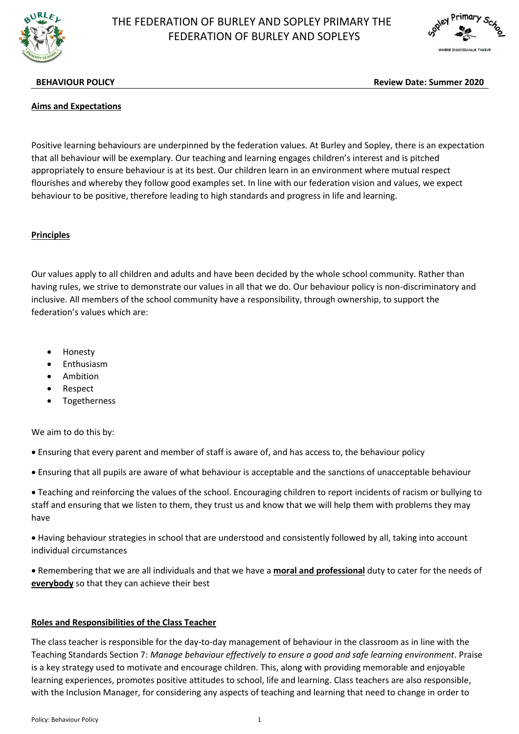# THE FEDERATION OF BURLEY AND SOPLEY PRIMARY THE FEDERATION OF BURLEY AND SOPLEYS

**BEHAVIOUR POLICY** **Review Date: Summer 2020**

## Aims and Expectations

Positive learning behaviours are underpinned by the federation values. At Burley and Sopley, there is an expectation that all behaviour will be exemplary. Our teaching and learning engages children's interest and is pitched appropriately to ensure behaviour is at its best. Our children learn in an environment where mutual respect flourishes and whereby they follow good examples set. In line with our federation vision and values, we expect behaviour to be positive, therefore leading to high standards and progress in life and learning.

## Principles

Our values apply to all children and adults and have been decided by the whole school community. Rather than having rules, we strive to demonstrate our values in all that we do. Our behaviour policy is non-discriminatory and inclusive. All members of the school community have a responsibility, through ownership, to support the federation's values which are:

- Honesty
- Enthusiasm
- Ambition
- Respect
- Togetherness

We aim to do this by:

- Ensuring that every parent and member of staff is aware of, and has access to, the behaviour policy
- Ensuring that all pupils are aware of what behaviour is acceptable and the sanctions of unacceptable behaviour
- Teaching and reinforcing the values of the school. Encouraging children to report incidents of racism or bullying to staff and ensuring that we listen to them, they trust us and know that we will help them with problems they may have
- Having behaviour strategies in school that are understood and consistently followed by all, taking into account individual circumstances
- Remembering that we are all individuals and that we have a **moral and professional** duty to cater for the needs of **everybody** so that they can achieve their best

## Roles and Responsibilities of the Class Teacher

The class teacher is responsible for the day-to-day management of behaviour in the classroom as in line with the Teaching Standards Section 7: *Manage behaviour effectively to ensure a good and safe learning environment*. Praise is a key strategy used to motivate and encourage children. This, along with providing memorable and enjoyable learning experiences, promotes positive attitudes to school, life and learning. Class teachers are also responsible, with the Inclusion Manager, for considering any aspects of teaching and learning that need to change in order to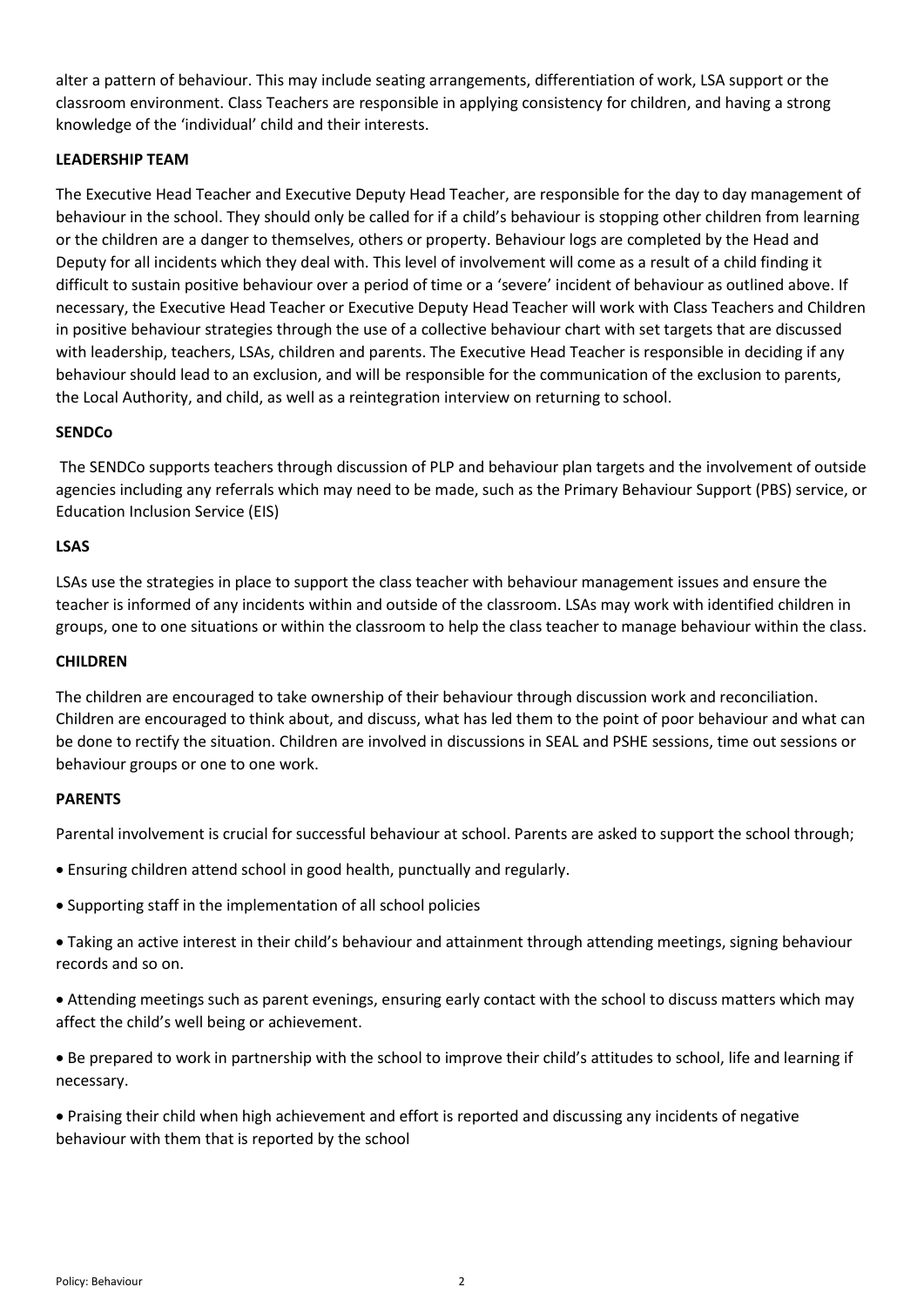alter a pattern of behaviour. This may include seating arrangements, differentiation of work, LSA support or the classroom environment. Class Teachers are responsible in applying consistency for children, and having a strong knowledge of the 'individual' child and their interests.

**LEADERSHIP TEAM**

The Executive Head Teacher and Executive Deputy Head Teacher, are responsible for the day to day management of behaviour in the school. They should only be called for if a child's behaviour is stopping other children from learning or the children are a danger to themselves, others or property. Behaviour logs are completed by the Head and Deputy for all incidents which they deal with. This level of involvement will come as a result of a child finding it difficult to sustain positive behaviour over a period of time or a 'severe' incident of behaviour as outlined above. If necessary, the Executive Head Teacher or Executive Deputy Head Teacher will work with Class Teachers and Children in positive behaviour strategies through the use of a collective behaviour chart with set targets that are discussed with leadership, teachers, LSAs, children and parents. The Executive Head Teacher is responsible in deciding if any behaviour should lead to an exclusion, and will be responsible for the communication of the exclusion to parents, the Local Authority, and child, as well as a reintegration interview on returning to school.

**SENDCo**

The SENDCo supports teachers through discussion of PLP and behaviour plan targets and the involvement of outside agencies including any referrals which may need to be made, such as the Primary Behaviour Support (PBS) service, or Education Inclusion Service (EIS)

**LSAS**

LSAs use the strategies in place to support the class teacher with behaviour management issues and ensure the teacher is informed of any incidents within and outside of the classroom. LSAs may work with identified children in groups, one to one situations or within the classroom to help the class teacher to manage behaviour within the class.

**CHILDREN**

The children are encouraged to take ownership of their behaviour through discussion work and reconciliation. Children are encouraged to think about, and discuss, what has led them to the point of poor behaviour and what can be done to rectify the situation. Children are involved in discussions in SEAL and PSHE sessions, time out sessions or behaviour groups or one to one work.

**PARENTS**

Parental involvement is crucial for successful behaviour at school. Parents are asked to support the school through;

- Ensuring children attend school in good health, punctually and regularly.
- Supporting staff in the implementation of all school policies
- Taking an active interest in their child's behaviour and attainment through attending meetings, signing behaviour records and so on.
- Attending meetings such as parent evenings, ensuring early contact with the school to discuss matters which may affect the child's well being or achievement.
- Be prepared to work in partnership with the school to improve their child's attitudes to school, life and learning if necessary.
- Praising their child when high achievement and effort is reported and discussing any incidents of negative behaviour with them that is reported by the school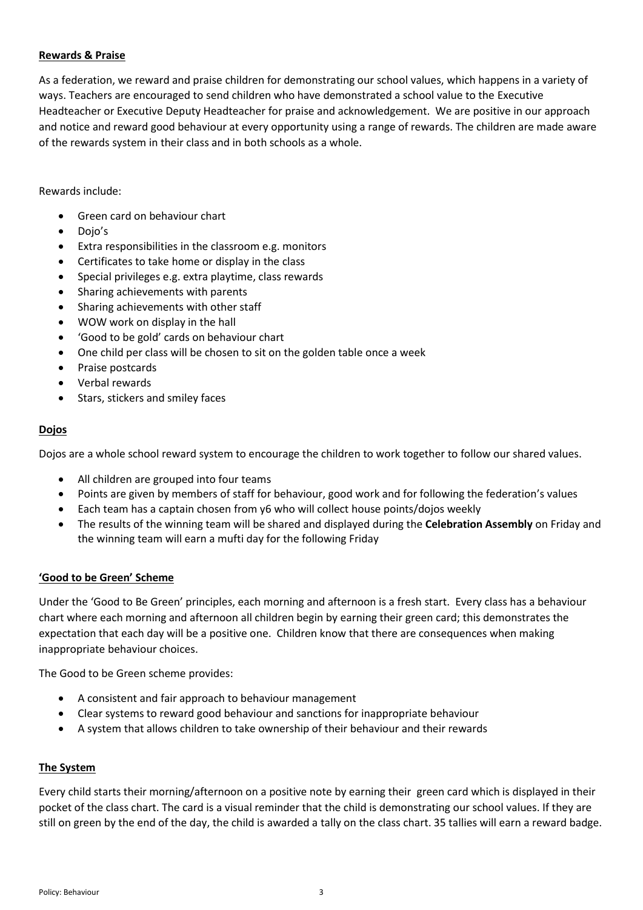**Rewards & Praise**

As a federation, we reward and praise children for demonstrating our school values, which happens in a variety of ways. Teachers are encouraged to send children who have demonstrated a school value to the Executive Headteacher or Executive Deputy Headteacher for praise and acknowledgement. We are positive in our approach and notice and reward good behaviour at every opportunity using a range of rewards. The children are made aware of the rewards system in their class and in both schools as a whole.

Rewards include:

- Green card on behaviour chart
- Dojo's
- Extra responsibilities in the classroom e.g. monitors
- Certificates to take home or display in the class
- Special privileges e.g. extra playtime, class rewards
- Sharing achievements with parents
- Sharing achievements with other staff
- WOW work on display in the hall
- 'Good to be gold' cards on behaviour chart
- One child per class will be chosen to sit on the golden table once a week
- Praise postcards
- Verbal rewards
- Stars, stickers and smiley faces

**Dojos**

Dojos are a whole school reward system to encourage the children to work together to follow our shared values.

- All children are grouped into four teams
- Points are given by members of staff for behaviour, good work and for following the federation's values
- Each team has a captain chosen from y6 who will collect house points/dojos weekly
- The results of the winning team will be shared and displayed during the **Celebration Assembly** on Friday and the winning team will earn a mufti day for the following Friday

**'Good to be Green' Scheme**

Under the 'Good to Be Green' principles, each morning and afternoon is a fresh start. Every class has a behaviour chart where each morning and afternoon all children begin by earning their green card; this demonstrates the expectation that each day will be a positive one. Children know that there are consequences when making inappropriate behaviour choices.

The Good to be Green scheme provides:

- A consistent and fair approach to behaviour management
- Clear systems to reward good behaviour and sanctions for inappropriate behaviour
- A system that allows children to take ownership of their behaviour and their rewards

**The System**

Every child starts their morning/afternoon on a positive note by earning their green card which is displayed in their pocket of the class chart. The card is a visual reminder that the child is demonstrating our school values. If they are still on green by the end of the day, the child is awarded a tally on the class chart. 35 tallies will earn a reward badge.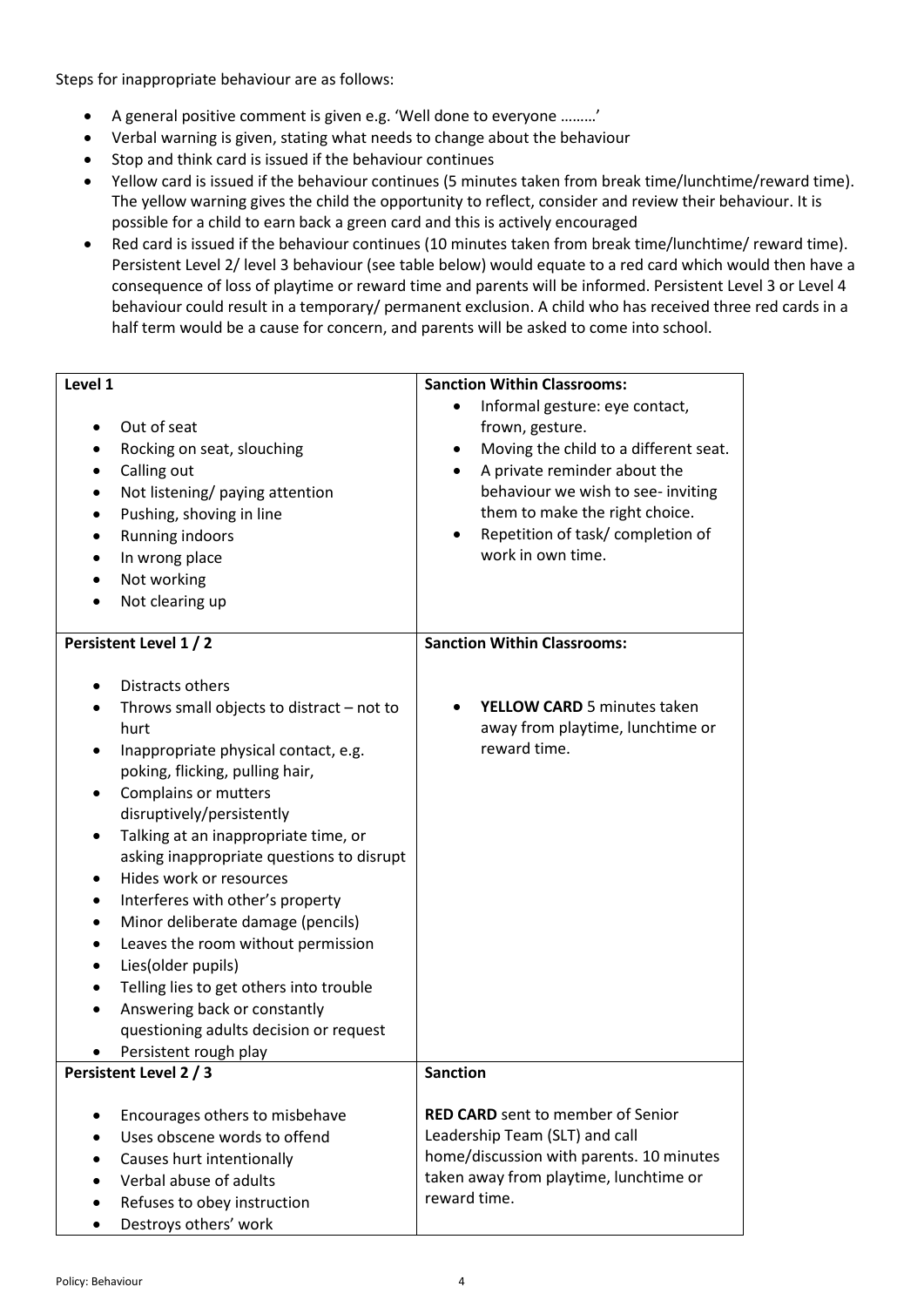Steps for inappropriate behaviour are as follows:

- A general positive comment is given e.g. 'Well done to everyone ………'
- Verbal warning is given, stating what needs to change about the behaviour
- Stop and think card is issued if the behaviour continues
- Yellow card is issued if the behaviour continues (5 minutes taken from break time/lunchtime/reward time). The yellow warning gives the child the opportunity to reflect, consider and review their behaviour. It is possible for a child to earn back a green card and this is actively encouraged
- Red card is issued if the behaviour continues (10 minutes taken from break time/lunchtime/ reward time). Persistent Level 2/ level 3 behaviour (see table below) would equate to a red card which would then have a consequence of loss of playtime or reward time and parents will be informed. Persistent Level 3 or Level 4 behaviour could result in a temporary/ permanent exclusion. A child who has received three red cards in a half term would be a cause for concern, and parents will be asked to come into school.

| **Level 1** | **Sanction Within Classrooms:** |
|---|---|
| • Out of seat<br>• Rocking on seat, slouching<br>• Calling out<br>• Not listening/ paying attention<br>• Pushing, shoving in line<br>• Running indoors<br>• In wrong place<br>• Not working<br>• Not clearing up | • Informal gesture: eye contact, frown, gesture.<br>• Moving the child to a different seat.<br>• A private reminder about the behaviour we wish to see- inviting them to make the right choice.<br>• Repetition of task/ completion of work in own time. |
| **Persistent Level 1 / 2** | **Sanction Within Classrooms:** |
| • Distracts others<br>• Throws small objects to distract – not to hurt<br>• Inappropriate physical contact, e.g. poking, flicking, pulling hair,<br>• Complains or mutters disruptively/persistently<br>• Talking at an inappropriate time, or asking inappropriate questions to disrupt<br>• Hides work or resources<br>• Interferes with other's property<br>• Minor deliberate damage (pencils)<br>• Leaves the room without permission<br>• Lies(older pupils)<br>• Telling lies to get others into trouble<br>• Answering back or constantly questioning adults decision or request<br>• Persistent rough play | • **YELLOW CARD** 5 minutes taken away from playtime, lunchtime or reward time. |
| **Persistent Level 2 / 3** | **Sanction** |
| • Encourages others to misbehave<br>• Uses obscene words to offend<br>• Causes hurt intentionally<br>• Verbal abuse of adults<br>• Refuses to obey instruction<br>• Destroys others' work | **RED CARD** sent to member of Senior Leadership Team (SLT) and call home/discussion with parents. 10 minutes taken away from playtime, lunchtime or reward time. |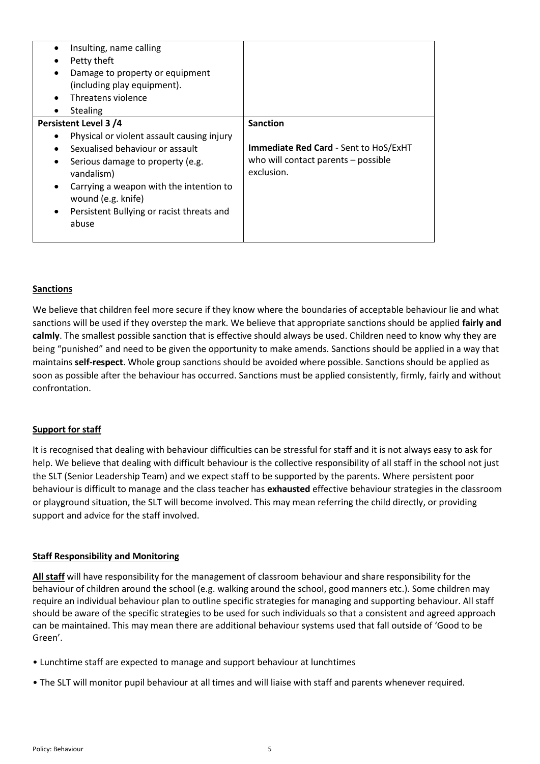| | |
|---|---|
| • Insulting, name calling<br>• Petty theft<br>• Damage to property or equipment (including play equipment).<br>• Threatens violence<br>• Stealing | |
| **Persistent Level 3 /4**<br>• Physical or violent assault causing injury<br>• Sexualised behaviour or assault<br>• Serious damage to property (e.g. vandalism)<br>• Carrying a weapon with the intention to wound (e.g. knife)<br>• Persistent Bullying or racist threats and abuse | **Sanction**<br><br>**Immediate Red Card** - Sent to HoS/ExHT who will contact parents – possible exclusion. |

**Sanctions**

We believe that children feel more secure if they know where the boundaries of acceptable behaviour lie and what sanctions will be used if they overstep the mark. We believe that appropriate sanctions should be applied **fairly and calmly**. The smallest possible sanction that is effective should always be used. Children need to know why they are being "punished" and need to be given the opportunity to make amends. Sanctions should be applied in a way that maintains **self-respect**. Whole group sanctions should be avoided where possible. Sanctions should be applied as soon as possible after the behaviour has occurred. Sanctions must be applied consistently, firmly, fairly and without confrontation.

**Support for staff**

It is recognised that dealing with behaviour difficulties can be stressful for staff and it is not always easy to ask for help. We believe that dealing with difficult behaviour is the collective responsibility of all staff in the school not just the SLT (Senior Leadership Team) and we expect staff to be supported by the parents. Where persistent poor behaviour is difficult to manage and the class teacher has **exhausted** effective behaviour strategies in the classroom or playground situation, the SLT will become involved. This may mean referring the child directly, or providing support and advice for the staff involved.

**Staff Responsibility and Monitoring**

**All staff** will have responsibility for the management of classroom behaviour and share responsibility for the behaviour of children around the school (e.g. walking around the school, good manners etc.). Some children may require an individual behaviour plan to outline specific strategies for managing and supporting behaviour. All staff should be aware of the specific strategies to be used for such individuals so that a consistent and agreed approach can be maintained. This may mean there are additional behaviour systems used that fall outside of 'Good to be Green'.

- Lunchtime staff are expected to manage and support behaviour at lunchtimes
- The SLT will monitor pupil behaviour at all times and will liaise with staff and parents whenever required.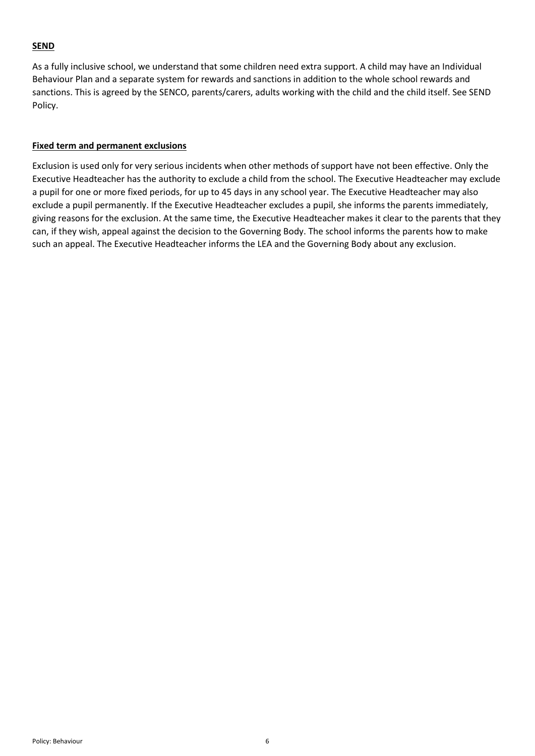**SEND**

As a fully inclusive school, we understand that some children need extra support. A child may have an Individual Behaviour Plan and a separate system for rewards and sanctions in addition to the whole school rewards and sanctions. This is agreed by the SENCO, parents/carers, adults working with the child and the child itself. See SEND Policy.

**Fixed term and permanent exclusions**

Exclusion is used only for very serious incidents when other methods of support have not been effective. Only the Executive Headteacher has the authority to exclude a child from the school. The Executive Headteacher may exclude a pupil for one or more fixed periods, for up to 45 days in any school year. The Executive Headteacher may also exclude a pupil permanently. If the Executive Headteacher excludes a pupil, she informs the parents immediately, giving reasons for the exclusion. At the same time, the Executive Headteacher makes it clear to the parents that they can, if they wish, appeal against the decision to the Governing Body. The school informs the parents how to make such an appeal. The Executive Headteacher informs the LEA and the Governing Body about any exclusion.